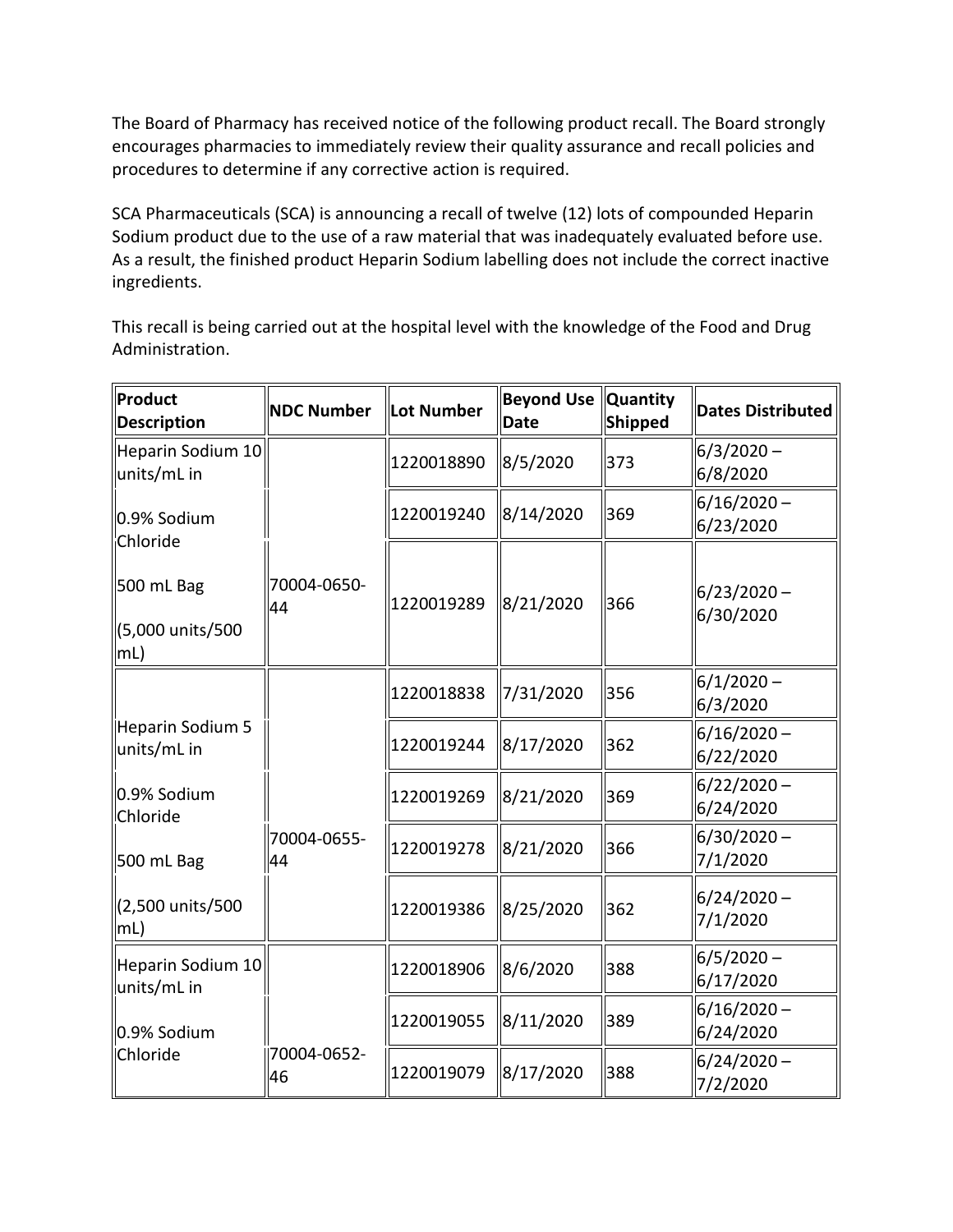The Board of Pharmacy has received notice of the following product recall. The Board strongly encourages pharmacies to immediately review their quality assurance and recall policies and procedures to determine if any corrective action is required.

SCA Pharmaceuticals (SCA) is announcing a recall of twelve (12) lots of compounded Heparin Sodium product due to the use of a raw material that was inadequately evaluated before use. As a result, the finished product Heparin Sodium labelling does not include the correct inactive ingredients.

This recall is being carried out at the hospital level with the knowledge of the Food and Drug Administration.

| Product Description | NDC Number | Lot Number | Beyond Use Date | Quantity Shipped | Dates Distributed |
|---|---|---|---|---|---|
| Heparin Sodium 10 units/mL in 0.9% Sodium Chloride 500 mL Bag (5,000 units/500 mL) | 70004-0650-44 | 1220018890 | 8/5/2020 | 373 | 6/3/2020 – 6/8/2020 |
| | | 1220019240 | 8/14/2020 | 369 | 6/16/2020 – 6/23/2020 |
| | | 1220019289 | 8/21/2020 | 366 | 6/23/2020 – 6/30/2020 |
| Heparin Sodium 5 units/mL in 0.9% Sodium Chloride 500 mL Bag (2,500 units/500 mL) | 70004-0655-44 | 1220018838 | 7/31/2020 | 356 | 6/1/2020 – 6/3/2020 |
| | | 1220019244 | 8/17/2020 | 362 | 6/16/2020 – 6/22/2020 |
| | | 1220019269 | 8/21/2020 | 369 | 6/22/2020 – 6/24/2020 |
| | | 1220019278 | 8/21/2020 | 366 | 6/30/2020 – 7/1/2020 |
| | | 1220019386 | 8/25/2020 | 362 | 6/24/2020 – 7/1/2020 |
| Heparin Sodium 10 units/mL in 0.9% Sodium Chloride | 70004-0652-46 | 1220018906 | 8/6/2020 | 388 | 6/5/2020 – 6/17/2020 |
| | | 1220019055 | 8/11/2020 | 389 | 6/16/2020 – 6/24/2020 |
| | | 1220019079 | 8/17/2020 | 388 | 6/24/2020 – 7/2/2020 |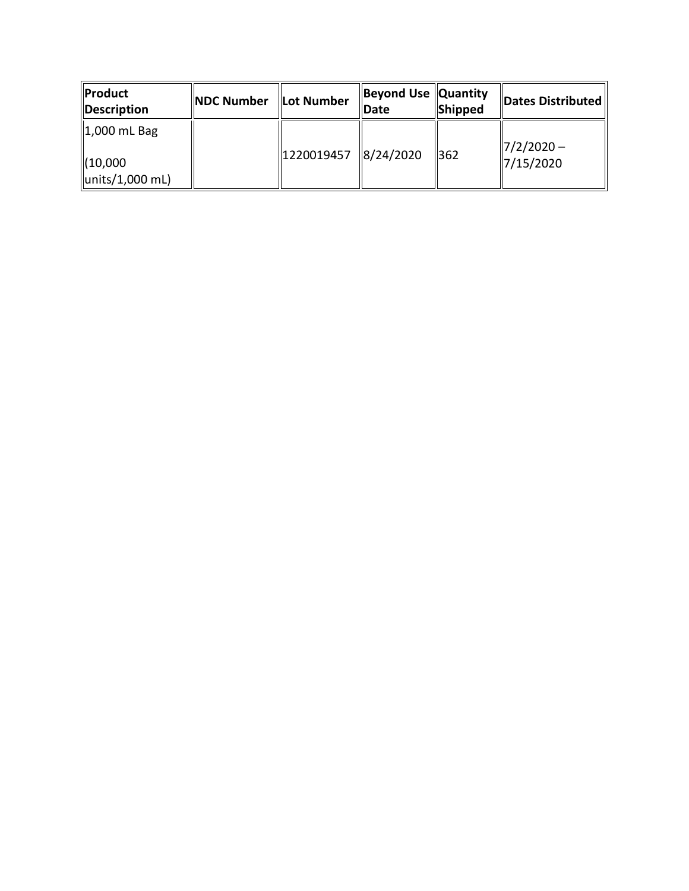| Product Description | NDC Number | Lot Number | Beyond Use Date | Quantity Shipped | Dates Distributed |
|---|---|---|---|---|---|
| 1,000 mL Bag (10,000 units/1,000 mL) | | 1220019457 | 8/24/2020 | 362 | 7/2/2020 – 7/15/2020 |